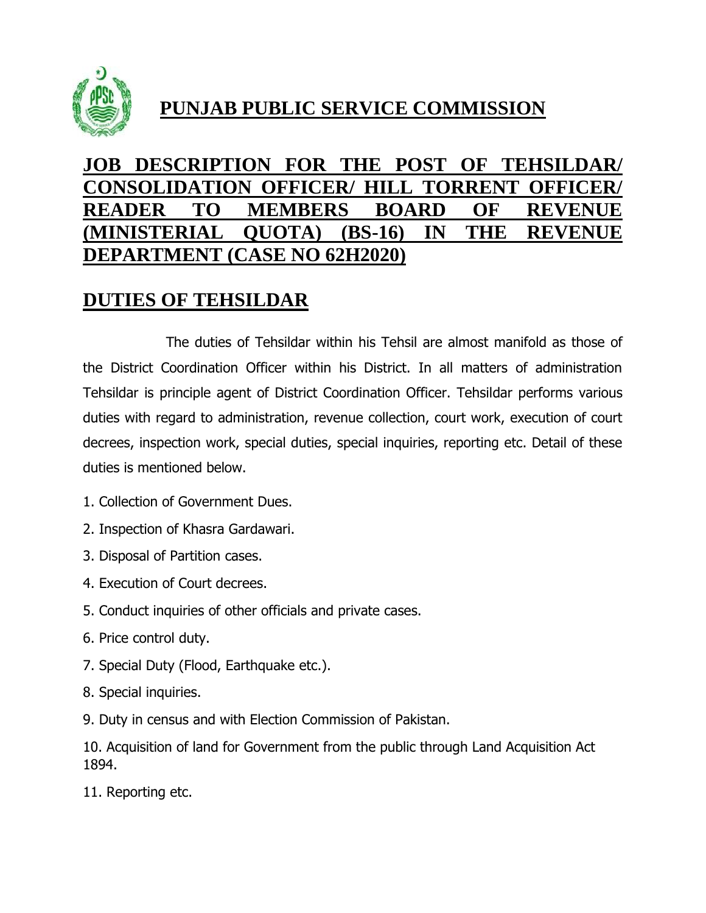# PUNJAB PUBLIC SERVICE COMMISSION

## JOB DESCRIPTION FOR THE POST OF TEHSILDAR/ CONSOLIDATION OFFICER/ HILL TORRENT OFFICER/ READER TO MEMBERS BOARD OF REVENUE (MINISTERIAL QUOTA) (BS-16) IN THE REVENUE DEPARTMENT (CASE NO 62H2020)

## DUTIES OF TEHSILDAR

The duties of Tehsildar within his Tehsil are almost manifold as those of the District Coordination Officer within his District. In all matters of administration Tehsildar is principle agent of District Coordination Officer. Tehsildar performs various duties with regard to administration, revenue collection, court work, execution of court decrees, inspection work, special duties, special inquiries, reporting etc. Detail of these duties is mentioned below.

1. Collection of Government Dues.
2. Inspection of Khasra Gardawari.
3. Disposal of Partition cases.
4. Execution of Court decrees.
5. Conduct inquiries of other officials and private cases.
6. Price control duty.
7. Special Duty (Flood, Earthquake etc.).
8. Special inquiries.
9. Duty in census and with Election Commission of Pakistan.
10. Acquisition of land for Government from the public through Land Acquisition Act 1894.
11. Reporting etc.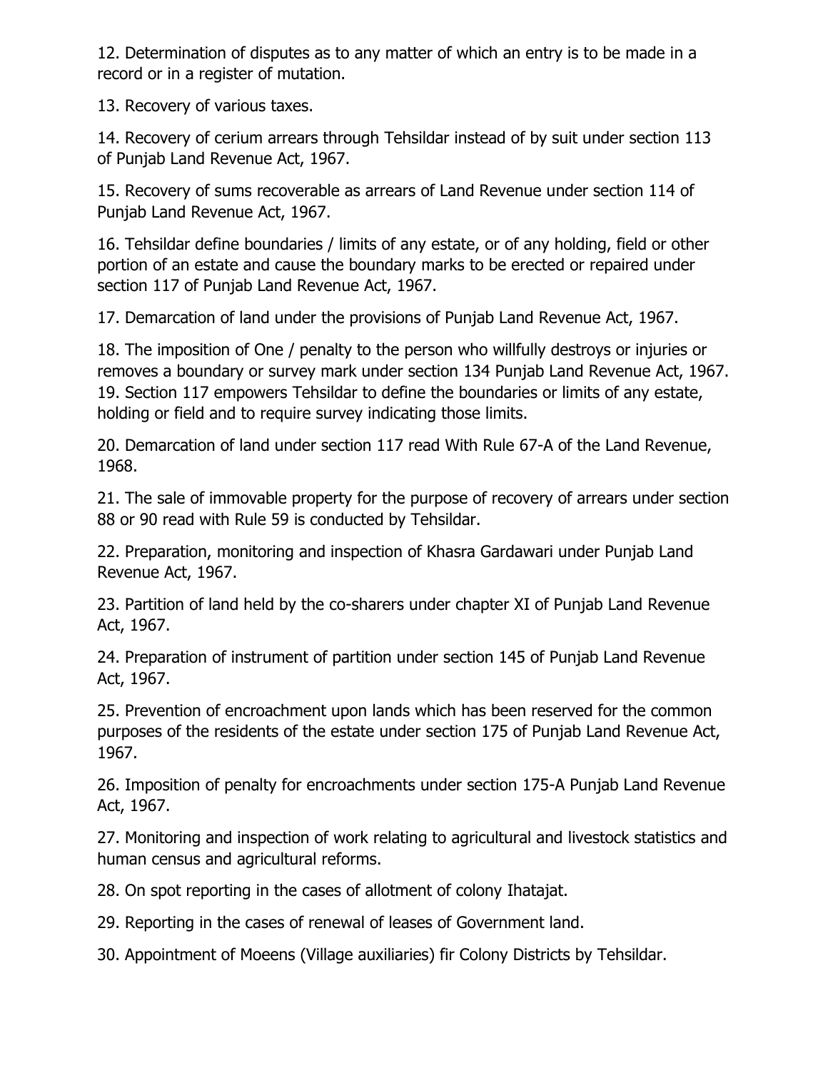12. Determination of disputes as to any matter of which an entry is to be made in a record or in a register of mutation.

13. Recovery of various taxes.

14. Recovery of cerium arrears through Tehsildar instead of by suit under section 113 of Punjab Land Revenue Act, 1967.

15. Recovery of sums recoverable as arrears of Land Revenue under section 114 of Punjab Land Revenue Act, 1967.

16. Tehsildar define boundaries / limits of any estate, or of any holding, field or other portion of an estate and cause the boundary marks to be erected or repaired under section 117 of Punjab Land Revenue Act, 1967.

17. Demarcation of land under the provisions of Punjab Land Revenue Act, 1967.

18. The imposition of One / penalty to the person who willfully destroys or injuries or removes a boundary or survey mark under section 134 Punjab Land Revenue Act, 1967.
19. Section 117 empowers Tehsildar to define the boundaries or limits of any estate, holding or field and to require survey indicating those limits.

20. Demarcation of land under section 117 read With Rule 67-A of the Land Revenue, 1968.

21. The sale of immovable property for the purpose of recovery of arrears under section 88 or 90 read with Rule 59 is conducted by Tehsildar.

22. Preparation, monitoring and inspection of Khasra Gardawari under Punjab Land Revenue Act, 1967.

23. Partition of land held by the co-sharers under chapter XI of Punjab Land Revenue Act, 1967.

24. Preparation of instrument of partition under section 145 of Punjab Land Revenue Act, 1967.

25. Prevention of encroachment upon lands which has been reserved for the common purposes of the residents of the estate under section 175 of Punjab Land Revenue Act, 1967.

26. Imposition of penalty for encroachments under section 175-A Punjab Land Revenue Act, 1967.

27. Monitoring and inspection of work relating to agricultural and livestock statistics and human census and agricultural reforms.

28. On spot reporting in the cases of allotment of colony Ihatajat.

29. Reporting in the cases of renewal of leases of Government land.

30. Appointment of Moeens (Village auxiliaries) fir Colony Districts by Tehsildar.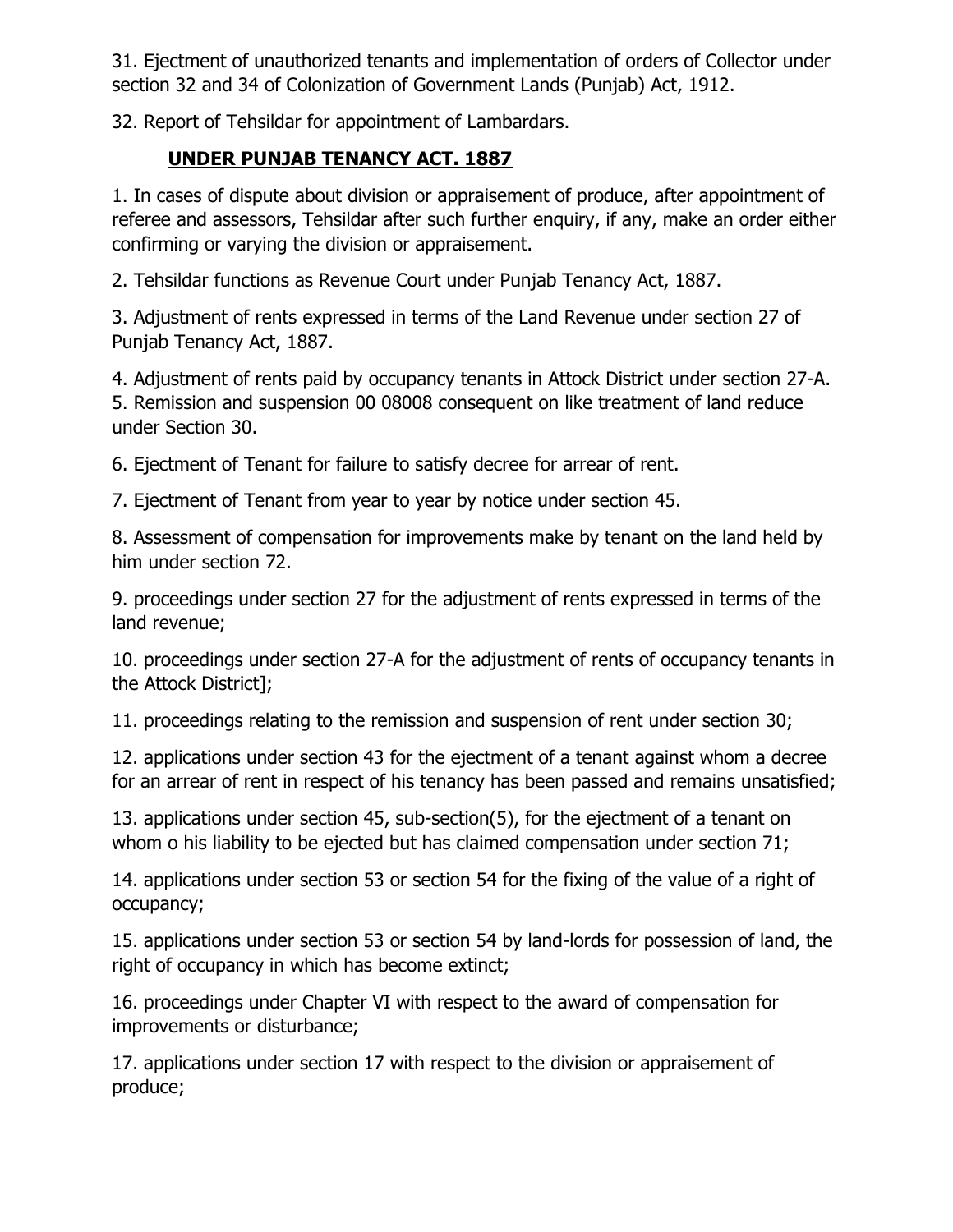31. Ejectment of unauthorized tenants and implementation of orders of Collector under section 32 and 34 of Colonization of Government Lands (Punjab) Act, 1912.

32. Report of Tehsildar for appointment of Lambardars.

## UNDER PUNJAB TENANCY ACT. 1887

1. In cases of dispute about division or appraisement of produce, after appointment of referee and assessors, Tehsildar after such further enquiry, if any, make an order either confirming or varying the division or appraisement.

2. Tehsildar functions as Revenue Court under Punjab Tenancy Act, 1887.

3. Adjustment of rents expressed in terms of the Land Revenue under section 27 of Punjab Tenancy Act, 1887.

4. Adjustment of rents paid by occupancy tenants in Attock District under section 27-A.
5. Remission and suspension 00 08008 consequent on like treatment of land reduce under Section 30.

6. Ejectment of Tenant for failure to satisfy decree for arrear of rent.

7. Ejectment of Tenant from year to year by notice under section 45.

8. Assessment of compensation for improvements make by tenant on the land held by him under section 72.

9. proceedings under section 27 for the adjustment of rents expressed in terms of the land revenue;

10. proceedings under section 27-A for the adjustment of rents of occupancy tenants in the Attock District];

11. proceedings relating to the remission and suspension of rent under section 30;

12. applications under section 43 for the ejectment of a tenant against whom a decree for an arrear of rent in respect of his tenancy has been passed and remains unsatisfied;

13. applications under section 45, sub-section(5), for the ejectment of a tenant on whom o his liability to be ejected but has claimed compensation under section 71;

14. applications under section 53 or section 54 for the fixing of the value of a right of occupancy;

15. applications under section 53 or section 54 by land-lords for possession of land, the right of occupancy in which has become extinct;

16. proceedings under Chapter VI with respect to the award of compensation for improvements or disturbance;

17. applications under section 17 with respect to the division or appraisement of produce;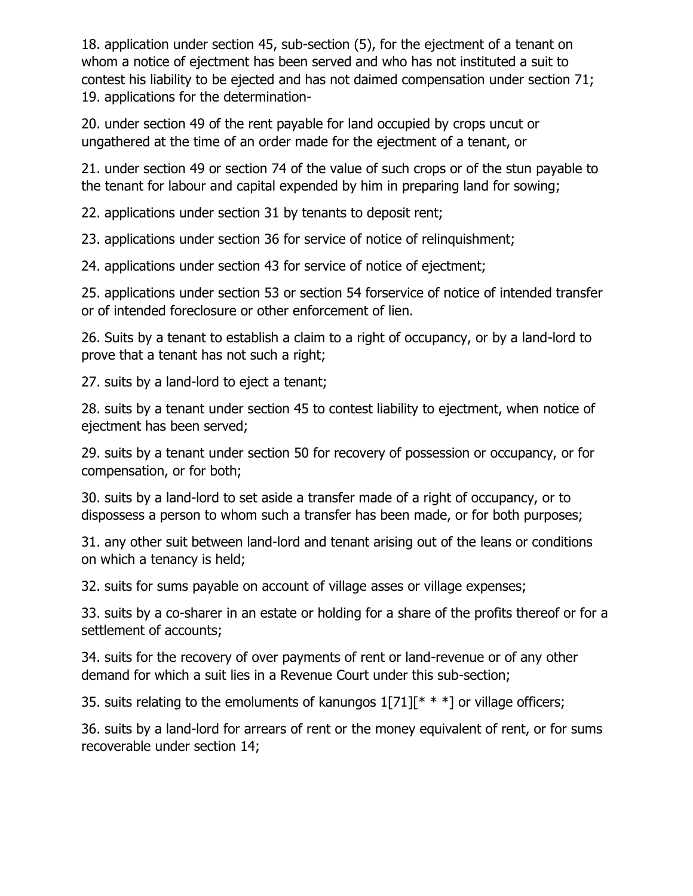18. application under section 45, sub-section (5), for the ejectment of a tenant on whom a notice of ejectment has been served and who has not instituted a suit to contest his liability to be ejected and has not daimed compensation under section 71;
19. applications for the determination-

20. under section 49 of the rent payable for land occupied by crops uncut or ungathered at the time of an order made for the ejectment of a tenant, or

21. under section 49 or section 74 of the value of such crops or of the stun payable to the tenant for labour and capital expended by him in preparing land for sowing;

22. applications under section 31 by tenants to deposit rent;

23. applications under section 36 for service of notice of relinquishment;

24. applications under section 43 for service of notice of ejectment;

25. applications under section 53 or section 54 forservice of notice of intended transfer or of intended foreclosure or other enforcement of lien.

26. Suits by a tenant to establish a claim to a right of occupancy, or by a land-lord to prove that a tenant has not such a right;

27. suits by a land-lord to eject a tenant;

28. suits by a tenant under section 45 to contest liability to ejectment, when notice of ejectment has been served;

29. suits by a tenant under section 50 for recovery of possession or occupancy, or for compensation, or for both;

30. suits by a land-lord to set aside a transfer made of a right of occupancy, or to dispossess a person to whom such a transfer has been made, or for both purposes;

31. any other suit between land-lord and tenant arising out of the leans or conditions on which a tenancy is held;

32. suits for sums payable on account of village asses or village expenses;

33. suits by a co-sharer in an estate or holding for a share of the profits thereof or for a settlement of accounts;

34. suits for the recovery of over payments of rent or land-revenue or of any other demand for which a suit lies in a Revenue Court under this sub-section;

35. suits relating to the emoluments of kanungos 1[71][* * *] or village officers;

36. suits by a land-lord for arrears of rent or the money equivalent of rent, or for sums recoverable under section 14;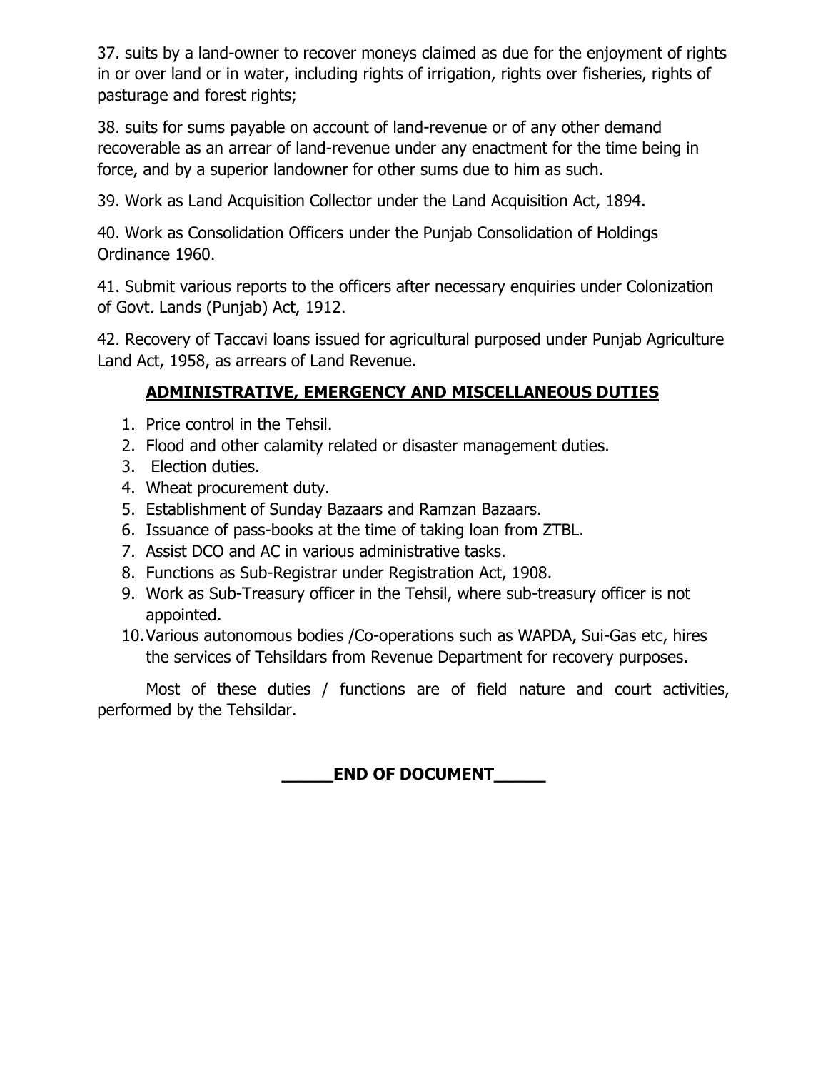37. suits by a land-owner to recover moneys claimed as due for the enjoyment of rights in or over land or in water, including rights of irrigation, rights over fisheries, rights of pasturage and forest rights;

38. suits for sums payable on account of land-revenue or of any other demand recoverable as an arrear of land-revenue under any enactment for the time being in force, and by a superior landowner for other sums due to him as such.

39. Work as Land Acquisition Collector under the Land Acquisition Act, 1894.

40. Work as Consolidation Officers under the Punjab Consolidation of Holdings Ordinance 1960.

41. Submit various reports to the officers after necessary enquiries under Colonization of Govt. Lands (Punjab) Act, 1912.

42. Recovery of Taccavi loans issued for agricultural purposed under Punjab Agriculture Land Act, 1958, as arrears of Land Revenue.

## **ADMINISTRATIVE, EMERGENCY AND MISCELLANEOUS DUTIES**

1. Price control in the Tehsil.
2. Flood and other calamity related or disaster management duties.
3. Election duties.
4. Wheat procurement duty.
5. Establishment of Sunday Bazaars and Ramzan Bazaars.
6. Issuance of pass-books at the time of taking loan from ZTBL.
7. Assist DCO and AC in various administrative tasks.
8. Functions as Sub-Registrar under Registration Act, 1908.
9. Work as Sub-Treasury officer in the Tehsil, where sub-treasury officer is not appointed.
10. Various autonomous bodies /Co-operations such as WAPDA, Sui-Gas etc, hires the services of Tehsildars from Revenue Department for recovery purposes.

Most of these duties / functions are of field nature and court activities, performed by the Tehsildar.

**_____END OF DOCUMENT_____**